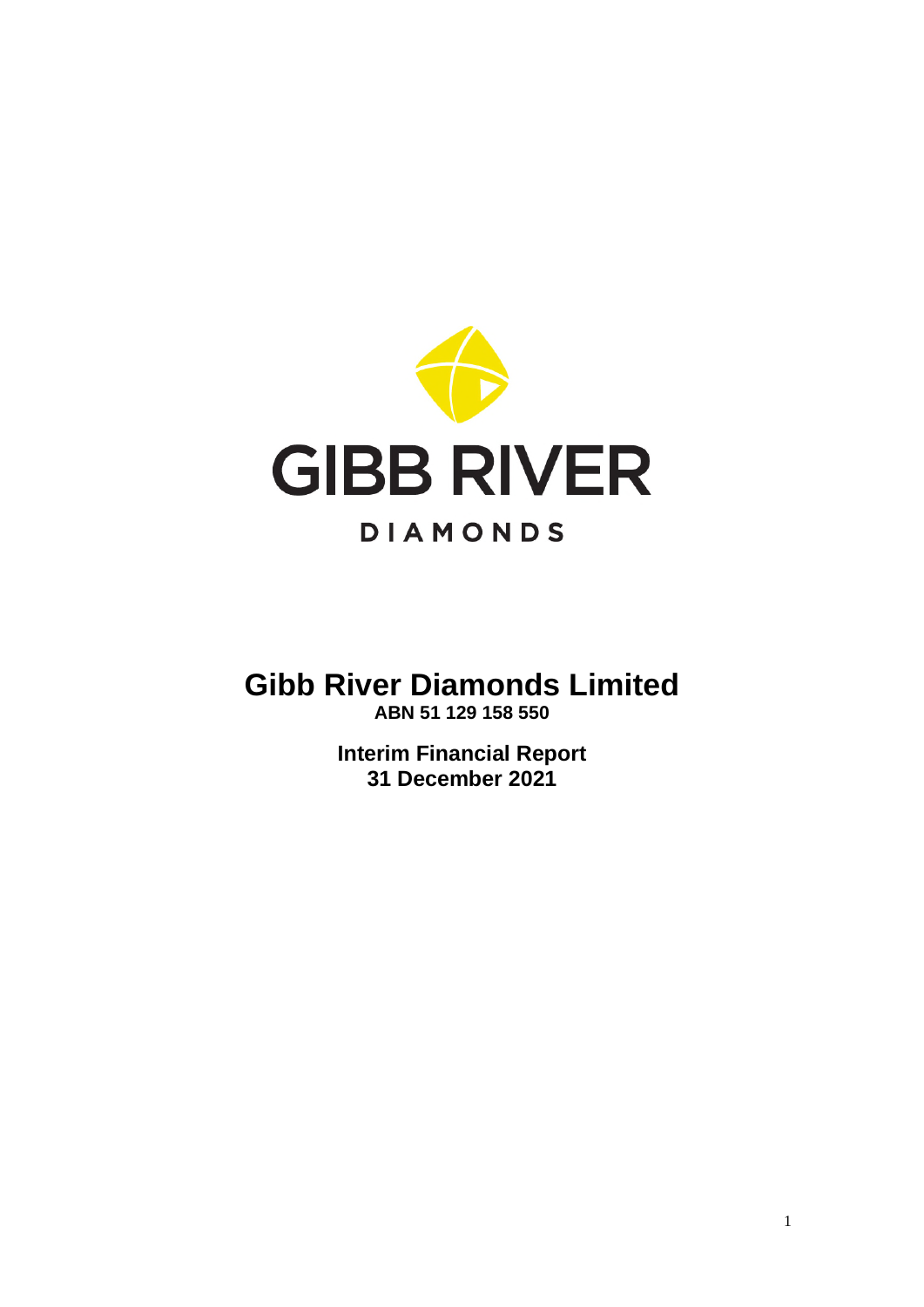GIBB RIVER

DIAMONDS

# Gibb River Diamonds Limited

**ABN 51 129 158 550**

**Interim Financial Report**
**31 December 2021**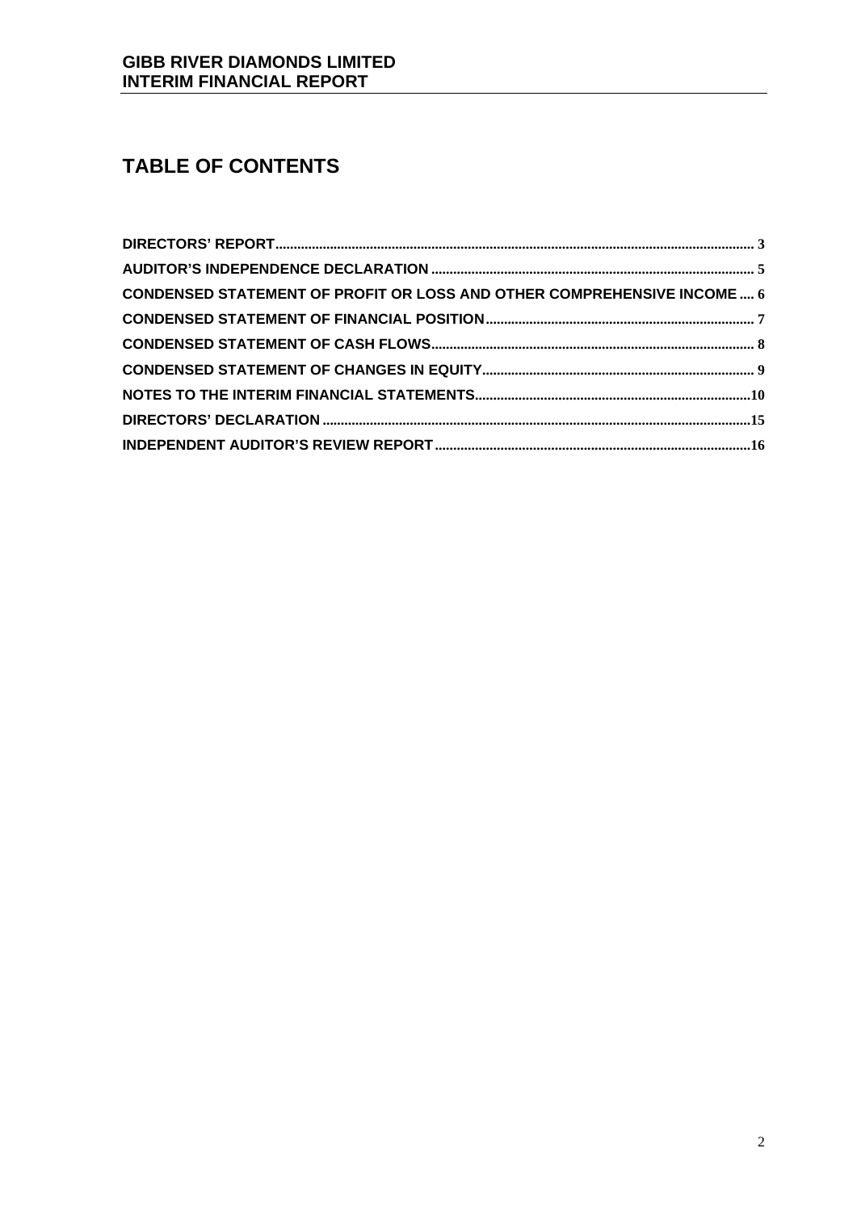# TABLE OF CONTENTS

| | |
|---|---|
| **DIRECTORS' REPORT** | 3 |
| **AUDITOR'S INDEPENDENCE DECLARATION** | 5 |
| **CONDENSED STATEMENT OF PROFIT OR LOSS AND OTHER COMPREHENSIVE INCOME** | 6 |
| **CONDENSED STATEMENT OF FINANCIAL POSITION** | 7 |
| **CONDENSED STATEMENT OF CASH FLOWS** | 8 |
| **CONDENSED STATEMENT OF CHANGES IN EQUITY** | 9 |
| **NOTES TO THE INTERIM FINANCIAL STATEMENTS** | 10 |
| **DIRECTORS' DECLARATION** | 15 |
| **INDEPENDENT AUDITOR'S REVIEW REPORT** | 16 |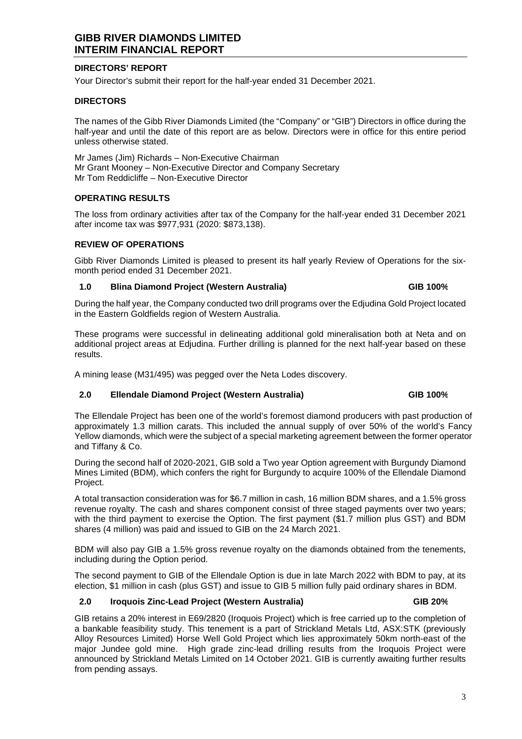## DIRECTORS' REPORT

Your Director's submit their report for the half-year ended 31 December 2021.

## DIRECTORS

The names of the Gibb River Diamonds Limited (the "Company" or "GIB") Directors in office during the half-year and until the date of this report are as below. Directors were in office for this entire period unless otherwise stated.

Mr James (Jim) Richards – Non-Executive Chairman
Mr Grant Mooney – Non-Executive Director and Company Secretary
Mr Tom Reddicliffe – Non-Executive Director

## OPERATING RESULTS

The loss from ordinary activities after tax of the Company for the half-year ended 31 December 2021 after income tax was $977,931 (2020: $873,138).

## REVIEW OF OPERATIONS

Gibb River Diamonds Limited is pleased to present its half yearly Review of Operations for the six-month period ended 31 December 2021.

### 1.0 Blina Diamond Project (Western Australia) GIB 100%

During the half year, the Company conducted two drill programs over the Edjudina Gold Project located in the Eastern Goldfields region of Western Australia.

These programs were successful in delineating additional gold mineralisation both at Neta and on additional project areas at Edjudina. Further drilling is planned for the next half-year based on these results.

A mining lease (M31/495) was pegged over the Neta Lodes discovery.

### 2.0 Ellendale Diamond Project (Western Australia) GIB 100%

The Ellendale Project has been one of the world's foremost diamond producers with past production of approximately 1.3 million carats. This included the annual supply of over 50% of the world's Fancy Yellow diamonds, which were the subject of a special marketing agreement between the former operator and Tiffany & Co.

During the second half of 2020-2021, GIB sold a Two year Option agreement with Burgundy Diamond Mines Limited (BDM), which confers the right for Burgundy to acquire 100% of the Ellendale Diamond Project.

A total transaction consideration was for $6.7 million in cash, 16 million BDM shares, and a 1.5% gross revenue royalty. The cash and shares component consist of three staged payments over two years; with the third payment to exercise the Option. The first payment ($1.7 million plus GST) and BDM shares (4 million) was paid and issued to GIB on the 24 March 2021.

BDM will also pay GIB a 1.5% gross revenue royalty on the diamonds obtained from the tenements, including during the Option period.

The second payment to GIB of the Ellendale Option is due in late March 2022 with BDM to pay, at its election, $1 million in cash (plus GST) and issue to GIB 5 million fully paid ordinary shares in BDM.

### 2.0 Iroquois Zinc-Lead Project (Western Australia) GIB 20%

GIB retains a 20% interest in E69/2820 (Iroquois Project) which is free carried up to the completion of a bankable feasibility study. This tenement is a part of Strickland Metals Ltd, ASX:STK (previously Alloy Resources Limited) Horse Well Gold Project which lies approximately 50km north-east of the major Jundee gold mine. High grade zinc-lead drilling results from the Iroquois Project were announced by Strickland Metals Limited on 14 October 2021. GIB is currently awaiting further results from pending assays.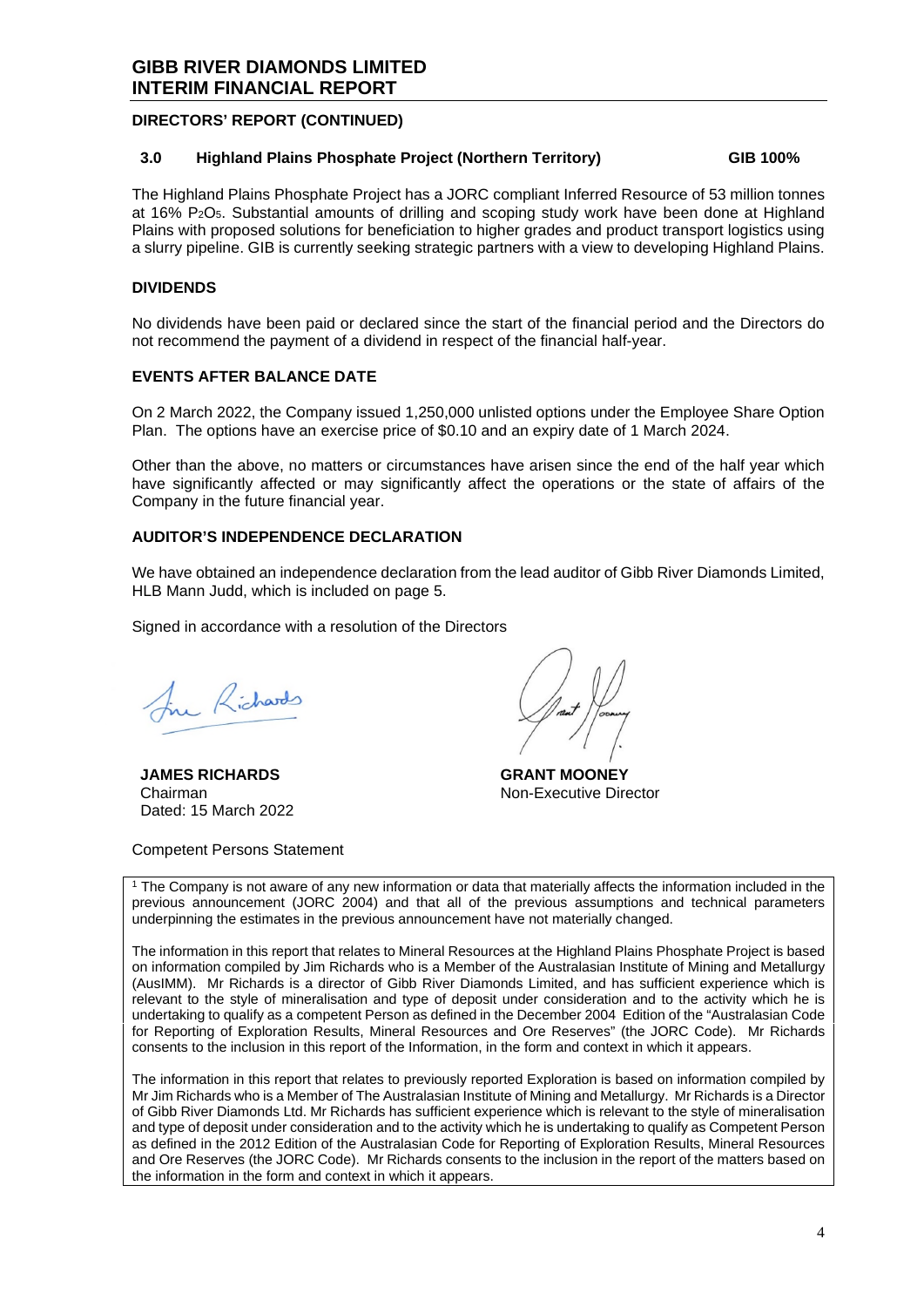## DIRECTORS' REPORT (CONTINUED)

### 3.0 Highland Plains Phosphate Project (Northern Territory) GIB 100%

The Highland Plains Phosphate Project has a JORC compliant Inferred Resource of 53 million tonnes at 16% $P_2O_5$. Substantial amounts of drilling and scoping study work have been done at Highland Plains with proposed solutions for beneficiation to higher grades and product transport logistics using a slurry pipeline. GIB is currently seeking strategic partners with a view to developing Highland Plains.

### DIVIDENDS

No dividends have been paid or declared since the start of the financial period and the Directors do not recommend the payment of a dividend in respect of the financial half-year.

### EVENTS AFTER BALANCE DATE

On 2 March 2022, the Company issued 1,250,000 unlisted options under the Employee Share Option Plan. The options have an exercise price of $0.10 and an expiry date of 1 March 2024.

Other than the above, no matters or circumstances have arisen since the end of the half year which have significantly affected or may significantly affect the operations or the state of affairs of the Company in the future financial year.

### AUDITOR'S INDEPENDENCE DECLARATION

We have obtained an independence declaration from the lead auditor of Gibb River Diamonds Limited, HLB Mann Judd, which is included on page 5.

Signed in accordance with a resolution of the Directors

**JAMES RICHARDS**
Chairman
Dated: 15 March 2022

**GRANT MOONEY**
Non-Executive Director

Competent Persons Statement

[1] The Company is not aware of any new information or data that materially affects the information included in the previous announcement (JORC 2004) and that all of the previous assumptions and technical parameters underpinning the estimates in the previous announcement have not materially changed.

The information in this report that relates to Mineral Resources at the Highland Plains Phosphate Project is based on information compiled by Jim Richards who is a Member of the Australasian Institute of Mining and Metallurgy (AusIMM). Mr Richards is a director of Gibb River Diamonds Limited, and has sufficient experience which is relevant to the style of mineralisation and type of deposit under consideration and to the activity which he is undertaking to qualify as a competent Person as defined in the December 2004 Edition of the "Australasian Code for Reporting of Exploration Results, Mineral Resources and Ore Reserves" (the JORC Code). Mr Richards consents to the inclusion in this report of the Information, in the form and context in which it appears.

The information in this report that relates to previously reported Exploration is based on information compiled by Mr Jim Richards who is a Member of The Australasian Institute of Mining and Metallurgy. Mr Richards is a Director of Gibb River Diamonds Ltd. Mr Richards has sufficient experience which is relevant to the style of mineralisation and type of deposit under consideration and to the activity which he is undertaking to qualify as Competent Person as defined in the 2012 Edition of the Australasian Code for Reporting of Exploration Results, Mineral Resources and Ore Reserves (the JORC Code). Mr Richards consents to the inclusion in the report of the matters based on the information in the form and context in which it appears.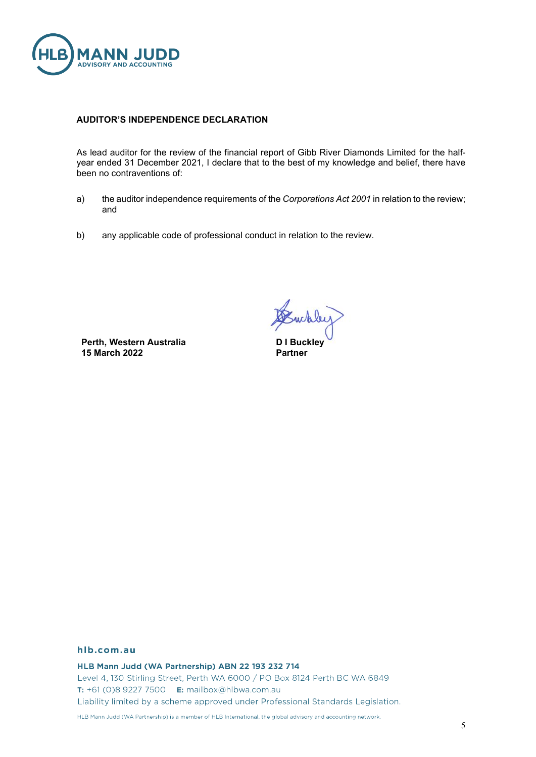**AUDITOR'S INDEPENDENCE DECLARATION**

As lead auditor for the review of the financial report of Gibb River Diamonds Limited for the half-year ended 31 December 2021, I declare that to the best of my knowledge and belief, there have been no contraventions of:

a) the auditor independence requirements of the *Corporations Act 2001* in relation to the review; and

b) any applicable code of professional conduct in relation to the review.

**Perth, Western Australia**
**15 March 2022**

**D I Buckley**
**Partner**

hlb.com.au

**HLB Mann Judd (WA Partnership) ABN 22 193 232 714**
Level 4, 130 Stirling Street, Perth WA 6000 / PO Box 8124 Perth BC WA 6849
**T:** +61 (0)8 9227 7500 **E:** mailbox@hlbwa.com.au
Liability limited by a scheme approved under Professional Standards Legislation.

HLB Mann Judd (WA Partnership) is a member of HLB International, the global advisory and accounting network.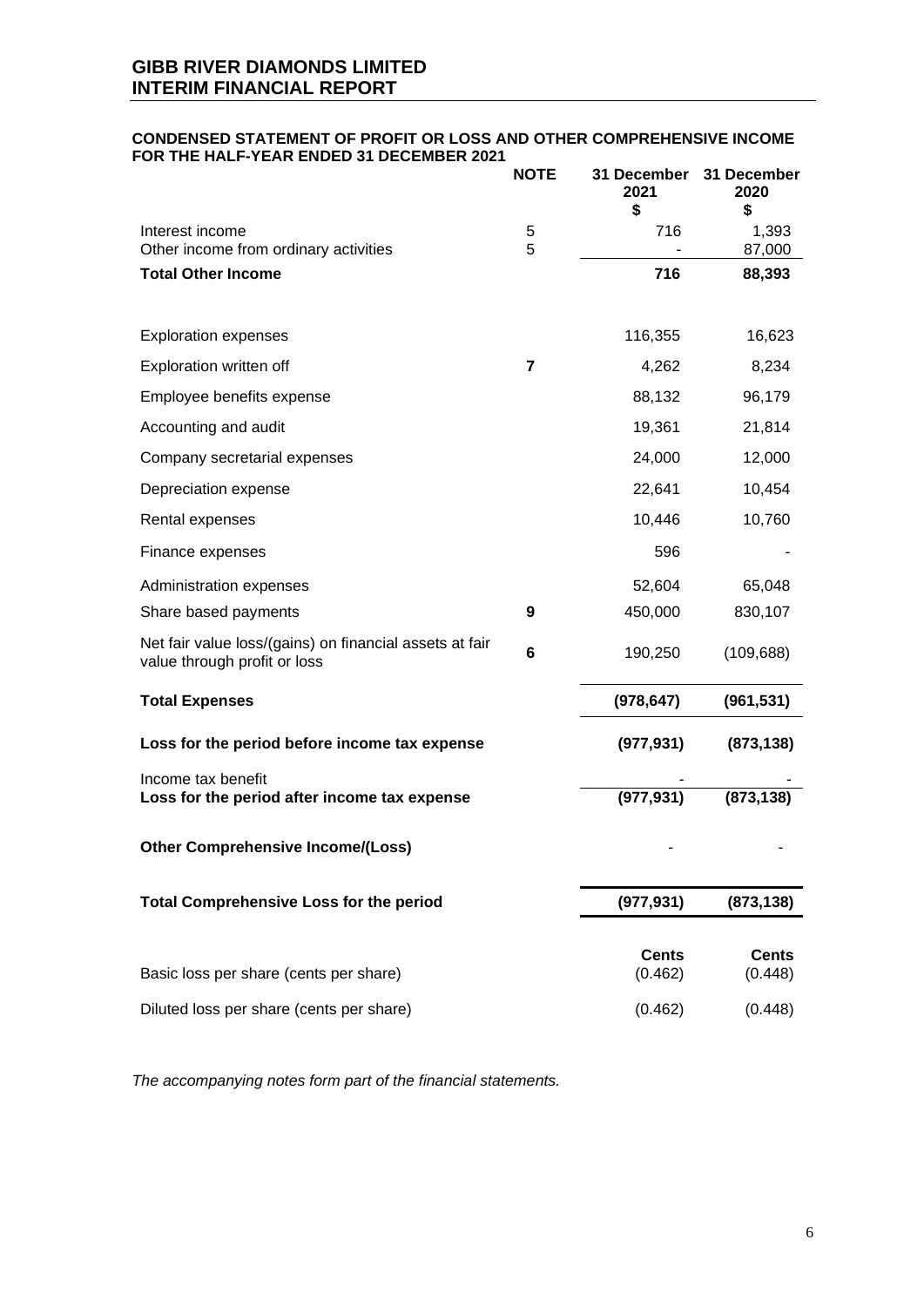# GIBB RIVER DIAMONDS LIMITED
# INTERIM FINANCIAL REPORT

## CONDENSED STATEMENT OF PROFIT OR LOSS AND OTHER COMPREHENSIVE INCOME FOR THE HALF-YEAR ENDED 31 DECEMBER 2021

| | NOTE | 31 December 2021 $ | 31 December 2020 $ |
|---|---|---|---|
| Interest income | 5 | 716 | 1,393 |
| Other income from ordinary activities | 5 | - | 87,000 |
| **Total Other Income** | | **716** | **88,393** |
| | | | |
| Exploration expenses | | 116,355 | 16,623 |
| Exploration written off | **7** | 4,262 | 8,234 |
| Employee benefits expense | | 88,132 | 96,179 |
| Accounting and audit | | 19,361 | 21,814 |
| Company secretarial expenses | | 24,000 | 12,000 |
| Depreciation expense | | 22,641 | 10,454 |
| Rental expenses | | 10,446 | 10,760 |
| Finance expenses | | 596 | - |
| Administration expenses | | 52,604 | 65,048 |
| Share based payments | **9** | 450,000 | 830,107 |
| Net fair value loss/(gains) on financial assets at fair value through profit or loss | **6** | 190,250 | (109,688) |
| **Total Expenses** | | **(978,647)** | **(961,531)** |
| **Loss for the period before income tax expense** | | **(977,931)** | **(873,138)** |
| Income tax benefit | | - | - |
| **Loss for the period after income tax expense** | | **(977,931)** | **(873,138)** |
| **Other Comprehensive Income/(Loss)** | | - | - |
| **Total Comprehensive Loss for the period** | | **(977,931)** | **(873,138)** |
| | | **Cents** | **Cents** |
| Basic loss per share (cents per share) | | (0.462) | (0.448) |
| Diluted loss per share (cents per share) | | (0.462) | (0.448) |

*The accompanying notes form part of the financial statements.*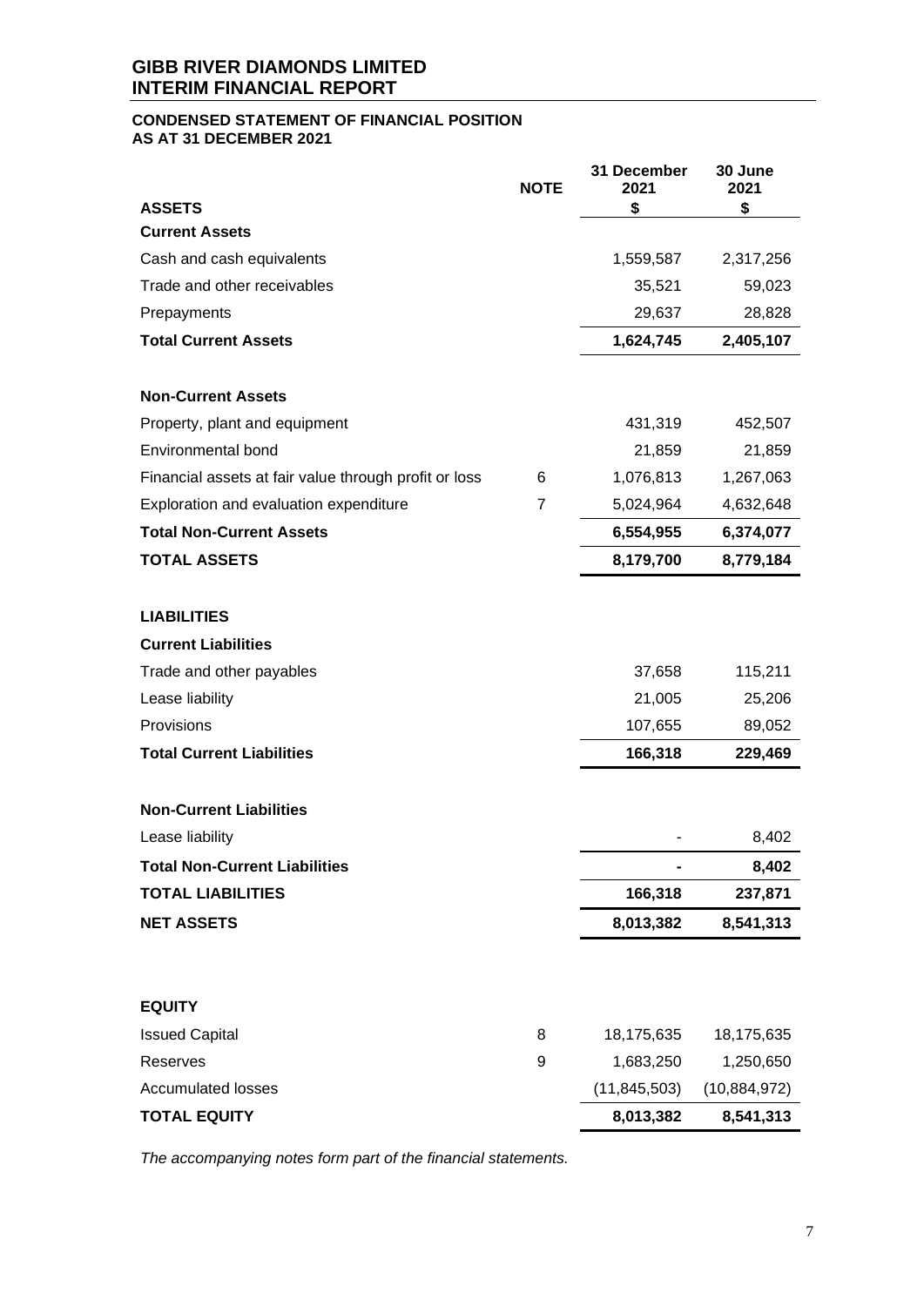# GIBB RIVER DIAMONDS LIMITED
# INTERIM FINANCIAL REPORT

## CONDENSED STATEMENT OF FINANCIAL POSITION
## AS AT 31 DECEMBER 2021

| ASSETS | NOTE | 31 December 2021 $ | 30 June 2021 $ |
|---|---|---|---|
| **Current Assets** | | | |
| Cash and cash equivalents | | 1,559,587 | 2,317,256 |
| Trade and other receivables | | 35,521 | 59,023 |
| Prepayments | | 29,637 | 28,828 |
| **Total Current Assets** | | **1,624,745** | **2,405,107** |
| | | | |
| **Non-Current Assets** | | | |
| Property, plant and equipment | | 431,319 | 452,507 |
| Environmental bond | | 21,859 | 21,859 |
| Financial assets at fair value through profit or loss | 6 | 1,076,813 | 1,267,063 |
| Exploration and evaluation expenditure | 7 | 5,024,964 | 4,632,648 |
| **Total Non-Current Assets** | | **6,554,955** | **6,374,077** |
| **TOTAL ASSETS** | | **8,179,700** | **8,779,184** |
| | | | |
| **LIABILITIES** | | | |
| **Current Liabilities** | | | |
| Trade and other payables | | 37,658 | 115,211 |
| Lease liability | | 21,005 | 25,206 |
| Provisions | | 107,655 | 89,052 |
| **Total Current Liabilities** | | **166,318** | **229,469** |
| | | | |
| **Non-Current Liabilities** | | | |
| Lease liability | | - | 8,402 |
| **Total Non-Current Liabilities** | | **-** | **8,402** |
| **TOTAL LIABILITIES** | | **166,318** | **237,871** |
| **NET ASSETS** | | **8,013,382** | **8,541,313** |
| | | | |
| **EQUITY** | | | |
| Issued Capital | 8 | 18,175,635 | 18,175,635 |
| Reserves | 9 | 1,683,250 | 1,250,650 |
| Accumulated losses | | (11,845,503) | (10,884,972) |
| **TOTAL EQUITY** | | **8,013,382** | **8,541,313** |

*The accompanying notes form part of the financial statements.*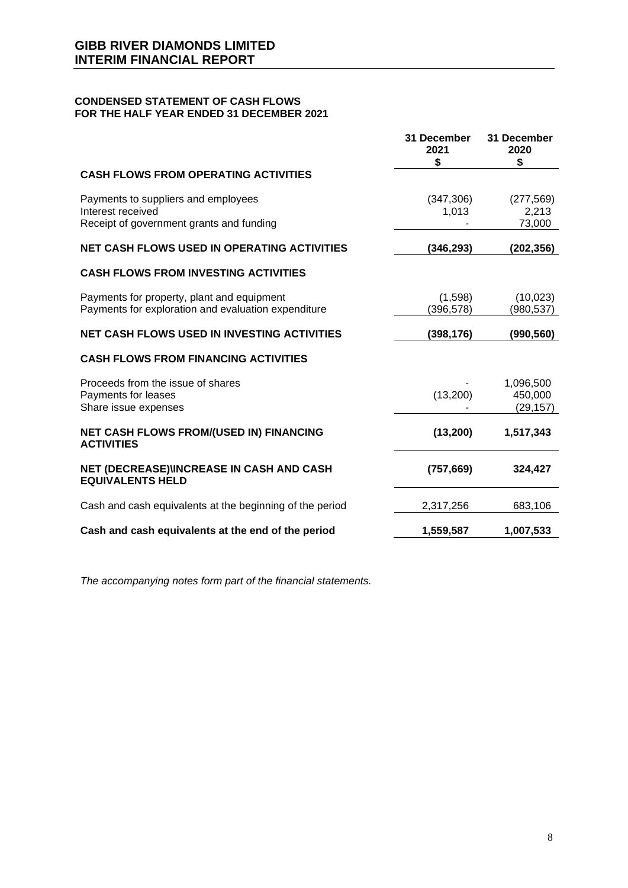# GIBB RIVER DIAMONDS LIMITED
# INTERIM FINANCIAL REPORT

## CONDENSED STATEMENT OF CASH FLOWS
## FOR THE HALF YEAR ENDED 31 DECEMBER 2021

| | 31 December 2021 $ | 31 December 2020 $ |
|---|---|---|
| **CASH FLOWS FROM OPERATING ACTIVITIES** | | |
| Payments to suppliers and employees | (347,306) | (277,569) |
| Interest received | 1,013 | 2,213 |
| Receipt of government grants and funding | - | 73,000 |
| **NET CASH FLOWS USED IN OPERATING ACTIVITIES** | **(346,293)** | **(202,356)** |
| **CASH FLOWS FROM INVESTING ACTIVITIES** | | |
| Payments for property, plant and equipment | (1,598) | (10,023) |
| Payments for exploration and evaluation expenditure | (396,578) | (980,537) |
| **NET CASH FLOWS USED IN INVESTING ACTIVITIES** | **(398,176)** | **(990,560)** |
| **CASH FLOWS FROM FINANCING ACTIVITIES** | | |
| Proceeds from the issue of shares | - | 1,096,500 |
| Payments for leases | (13,200) | 450,000 |
| Share issue expenses | - | (29,157) |
| **NET CASH FLOWS FROM/(USED IN) FINANCING ACTIVITIES** | **(13,200)** | **1,517,343** |
| **NET (DECREASE)\INCREASE IN CASH AND CASH EQUIVALENTS HELD** | **(757,669)** | **324,427** |
| Cash and cash equivalents at the beginning of the period | 2,317,256 | 683,106 |
| **Cash and cash equivalents at the end of the period** | **1,559,587** | **1,007,533** |

*The accompanying notes form part of the financial statements.*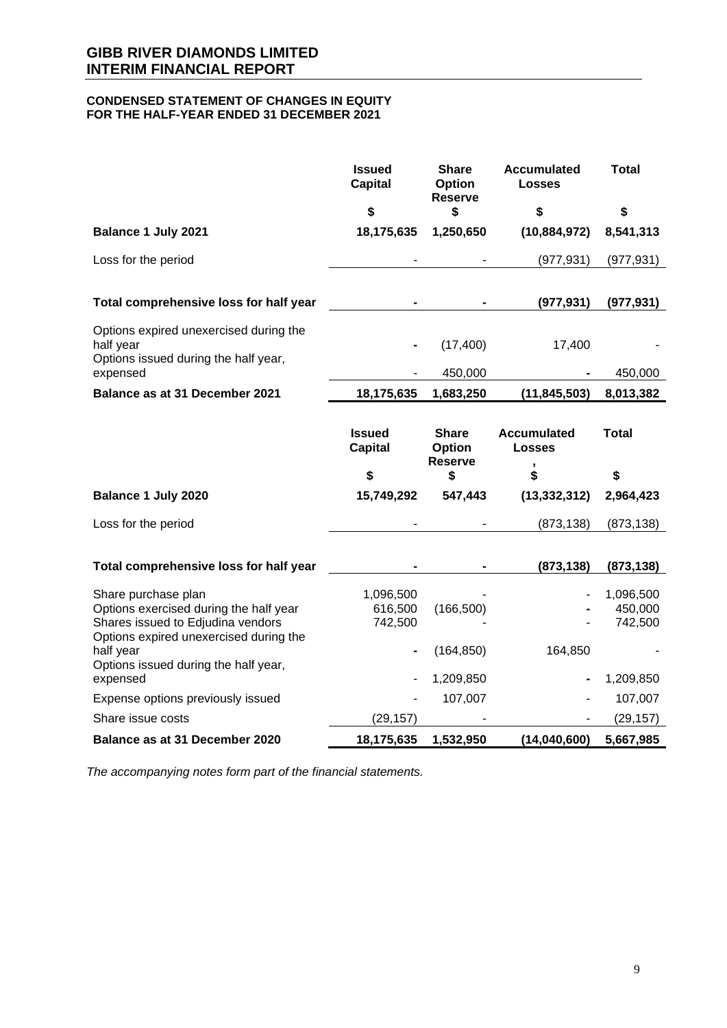# GIBB RIVER DIAMONDS LIMITED
# INTERIM FINANCIAL REPORT

## CONDENSED STATEMENT OF CHANGES IN EQUITY FOR THE HALF-YEAR ENDED 31 DECEMBER 2021

| | Issued Capital | Share Option Reserve | Accumulated Losses | Total |
|---|---|---|---|---|
| | $ | $ | $ | $ |
| **Balance 1 July 2021** | **18,175,635** | **1,250,650** | **(10,884,972)** | **8,541,313** |
| Loss for the period | - | - | (977,931) | (977,931) |
| **Total comprehensive loss for half year** | **-** | **-** | **(977,931)** | **(977,931)** |
| Options expired unexercised during the half year | - | (17,400) | 17,400 | - |
| Options issued during the half year, expensed | - | 450,000 | - | 450,000 |
| **Balance as at 31 December 2021** | **18,175,635** | **1,683,250** | **(11,845,503)** | **8,013,382** |

| | Issued Capital | Share Option Reserve | Accumulated Losses, | Total |
|---|---|---|---|---|
| | $ | $ | $ | $ |
| **Balance 1 July 2020** | **15,749,292** | **547,443** | **(13,332,312)** | **2,964,423** |
| Loss for the period | - | - | (873,138) | (873,138) |
| **Total comprehensive loss for half year** | **-** | **-** | **(873,138)** | **(873,138)** |
| Share purchase plan | 1,096,500 | - | - | 1,096,500 |
| Options exercised during the half year | 616,500 | (166,500) | - | 450,000 |
| Shares issued to Edjudina vendors | 742,500 | - | - | 742,500 |
| Options expired unexercised during the half year | - | (164,850) | 164,850 | - |
| Options issued during the half year, expensed | - | 1,209,850 | - | 1,209,850 |
| Expense options previously issued | - | 107,007 | - | 107,007 |
| Share issue costs | (29,157) | - | - | (29,157) |
| **Balance as at 31 December 2020** | **18,175,635** | **1,532,950** | **(14,040,600)** | **5,667,985** |

*The accompanying notes form part of the financial statements.*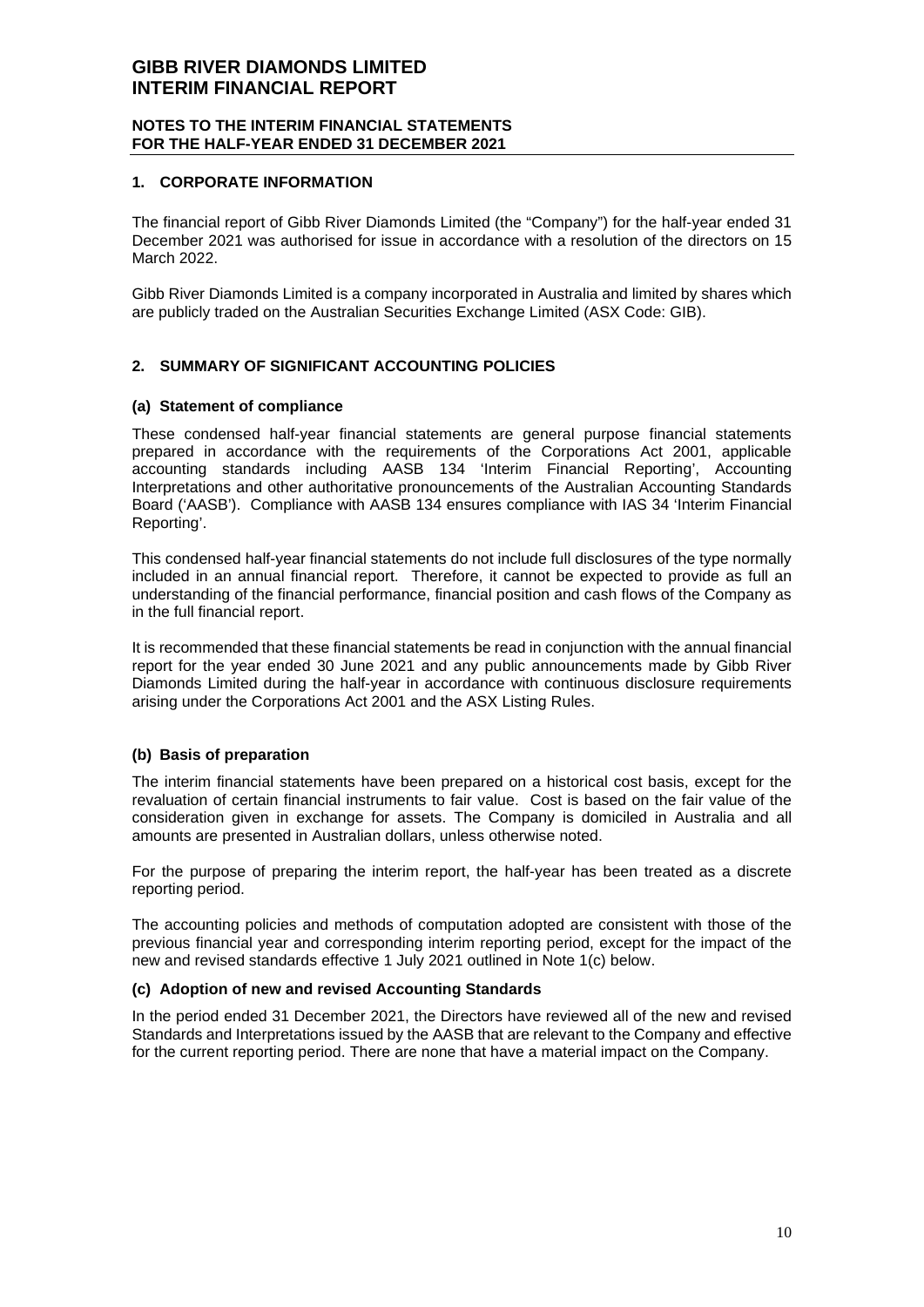# GIBB RIVER DIAMONDS LIMITED
# INTERIM FINANCIAL REPORT

**NOTES TO THE INTERIM FINANCIAL STATEMENTS**
**FOR THE HALF-YEAR ENDED 31 DECEMBER 2021**

## 1. CORPORATE INFORMATION

The financial report of Gibb River Diamonds Limited (the "Company") for the half-year ended 31 December 2021 was authorised for issue in accordance with a resolution of the directors on 15 March 2022.

Gibb River Diamonds Limited is a company incorporated in Australia and limited by shares which are publicly traded on the Australian Securities Exchange Limited (ASX Code: GIB).

## 2. SUMMARY OF SIGNIFICANT ACCOUNTING POLICIES

### (a) Statement of compliance

These condensed half-year financial statements are general purpose financial statements prepared in accordance with the requirements of the Corporations Act 2001, applicable accounting standards including AASB 134 'Interim Financial Reporting', Accounting Interpretations and other authoritative pronouncements of the Australian Accounting Standards Board ('AASB'). Compliance with AASB 134 ensures compliance with IAS 34 'Interim Financial Reporting'.

This condensed half-year financial statements do not include full disclosures of the type normally included in an annual financial report. Therefore, it cannot be expected to provide as full an understanding of the financial performance, financial position and cash flows of the Company as in the full financial report.

It is recommended that these financial statements be read in conjunction with the annual financial report for the year ended 30 June 2021 and any public announcements made by Gibb River Diamonds Limited during the half-year in accordance with continuous disclosure requirements arising under the Corporations Act 2001 and the ASX Listing Rules.

### (b) Basis of preparation

The interim financial statements have been prepared on a historical cost basis, except for the revaluation of certain financial instruments to fair value. Cost is based on the fair value of the consideration given in exchange for assets. The Company is domiciled in Australia and all amounts are presented in Australian dollars, unless otherwise noted.

For the purpose of preparing the interim report, the half-year has been treated as a discrete reporting period.

The accounting policies and methods of computation adopted are consistent with those of the previous financial year and corresponding interim reporting period, except for the impact of the new and revised standards effective 1 July 2021 outlined in Note 1(c) below.

### (c) Adoption of new and revised Accounting Standards

In the period ended 31 December 2021, the Directors have reviewed all of the new and revised Standards and Interpretations issued by the AASB that are relevant to the Company and effective for the current reporting period. There are none that have a material impact on the Company.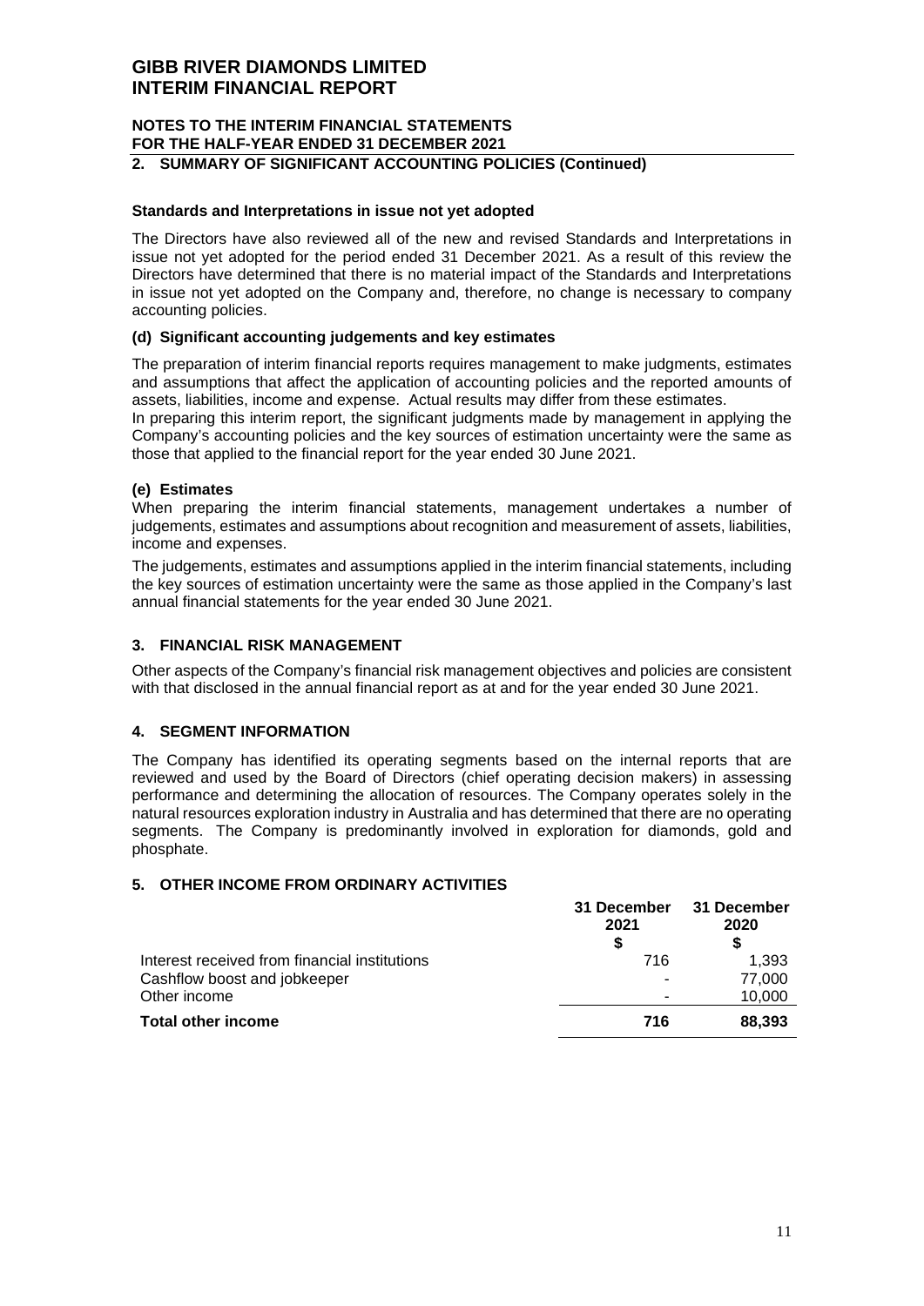# GIBB RIVER DIAMONDS LIMITED
# INTERIM FINANCIAL REPORT

## NOTES TO THE INTERIM FINANCIAL STATEMENTS
## FOR THE HALF-YEAR ENDED 31 DECEMBER 2021

## 2. SUMMARY OF SIGNIFICANT ACCOUNTING POLICIES (Continued)

### Standards and Interpretations in issue not yet adopted

The Directors have also reviewed all of the new and revised Standards and Interpretations in issue not yet adopted for the period ended 31 December 2021. As a result of this review the Directors have determined that there is no material impact of the Standards and Interpretations in issue not yet adopted on the Company and, therefore, no change is necessary to company accounting policies.

### (d) Significant accounting judgements and key estimates

The preparation of interim financial reports requires management to make judgments, estimates and assumptions that affect the application of accounting policies and the reported amounts of assets, liabilities, income and expense. Actual results may differ from these estimates.

In preparing this interim report, the significant judgments made by management in applying the Company's accounting policies and the key sources of estimation uncertainty were the same as those that applied to the financial report for the year ended 30 June 2021.

### (e) Estimates

When preparing the interim financial statements, management undertakes a number of judgements, estimates and assumptions about recognition and measurement of assets, liabilities, income and expenses.

The judgements, estimates and assumptions applied in the interim financial statements, including the key sources of estimation uncertainty were the same as those applied in the Company's last annual financial statements for the year ended 30 June 2021.

## 3. FINANCIAL RISK MANAGEMENT

Other aspects of the Company's financial risk management objectives and policies are consistent with that disclosed in the annual financial report as at and for the year ended 30 June 2021.

## 4. SEGMENT INFORMATION

The Company has identified its operating segments based on the internal reports that are reviewed and used by the Board of Directors (chief operating decision makers) in assessing performance and determining the allocation of resources. The Company operates solely in the natural resources exploration industry in Australia and has determined that there are no operating segments. The Company is predominantly involved in exploration for diamonds, gold and phosphate.

## 5. OTHER INCOME FROM ORDINARY ACTIVITIES

| | 31 December 2021 $ | 31 December 2020 $ |
|---|---|---|
| Interest received from financial institutions | 716 | 1,393 |
| Cashflow boost and jobkeeper | - | 77,000 |
| Other income | - | 10,000 |
| **Total other income** | **716** | **88,393** |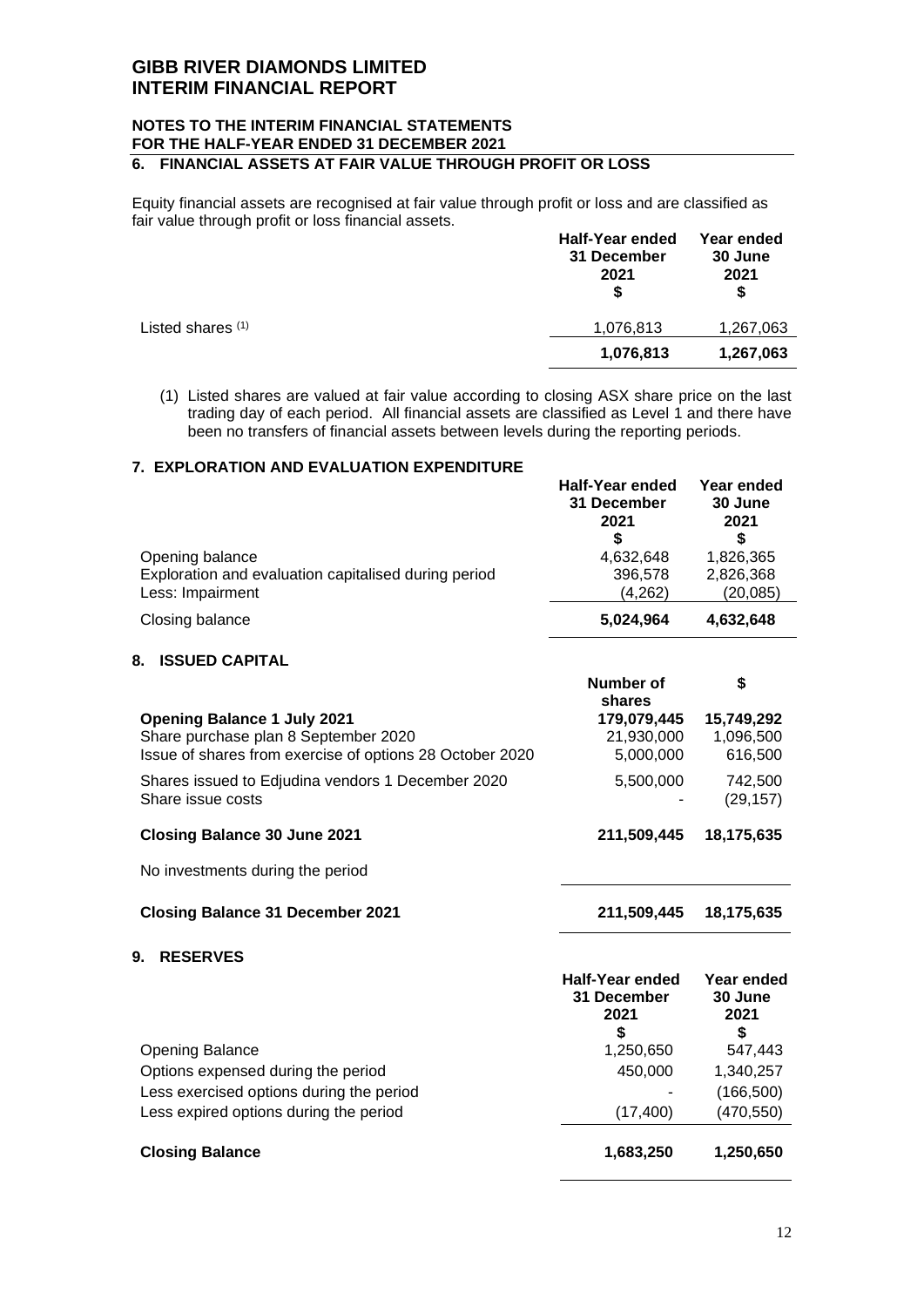# GIBB RIVER DIAMONDS LIMITED
# INTERIM FINANCIAL REPORT

## NOTES TO THE INTERIM FINANCIAL STATEMENTS FOR THE HALF-YEAR ENDED 31 DECEMBER 2021

### 6. FINANCIAL ASSETS AT FAIR VALUE THROUGH PROFIT OR LOSS

Equity financial assets are recognised at fair value through profit or loss and are classified as fair value through profit or loss financial assets.

| | Half-Year ended 31 December 2021 $ | Year ended 30 June 2021 $ |
|---|---|---|
| Listed shares (1) | 1,076,813 | 1,267,063 |
| | **1,076,813** | **1,267,063** |

(1) Listed shares are valued at fair value according to closing ASX share price on the last trading day of each period. All financial assets are classified as Level 1 and there have been no transfers of financial assets between levels during the reporting periods.

### 7. EXPLORATION AND EVALUATION EXPENDITURE

| | Half-Year ended 31 December 2021 $ | Year ended 30 June 2021 $ |
|---|---|---|
| Opening balance | 4,632,648 | 1,826,365 |
| Exploration and evaluation capitalised during period | 396,578 | 2,826,368 |
| Less: Impairment | (4,262) | (20,085) |
| Closing balance | **5,024,964** | **4,632,648** |

### 8. ISSUED CAPITAL

| | Number of shares | $ |
|---|---|---|
| **Opening Balance 1 July 2021** | 179,079,445 | 15,749,292 |
| Share purchase plan 8 September 2020 | 21,930,000 | 1,096,500 |
| Issue of shares from exercise of options 28 October 2020 | 5,000,000 | 616,500 |
| Shares issued to Edjudina vendors 1 December 2020 | 5,500,000 | 742,500 |
| Share issue costs | - | (29,157) |
| **Closing Balance 30 June 2021** | **211,509,445** | **18,175,635** |
| No investments during the period | | |
| **Closing Balance 31 December 2021** | **211,509,445** | **18,175,635** |

### 9. RESERVES

| | Half-Year ended 31 December 2021 $ | Year ended 30 June 2021 $ |
|---|---|---|
| Opening Balance | 1,250,650 | 547,443 |
| Options expensed during the period | 450,000 | 1,340,257 |
| Less exercised options during the period | - | (166,500) |
| Less expired options during the period | (17,400) | (470,550) |
| **Closing Balance** | **1,683,250** | **1,250,650** |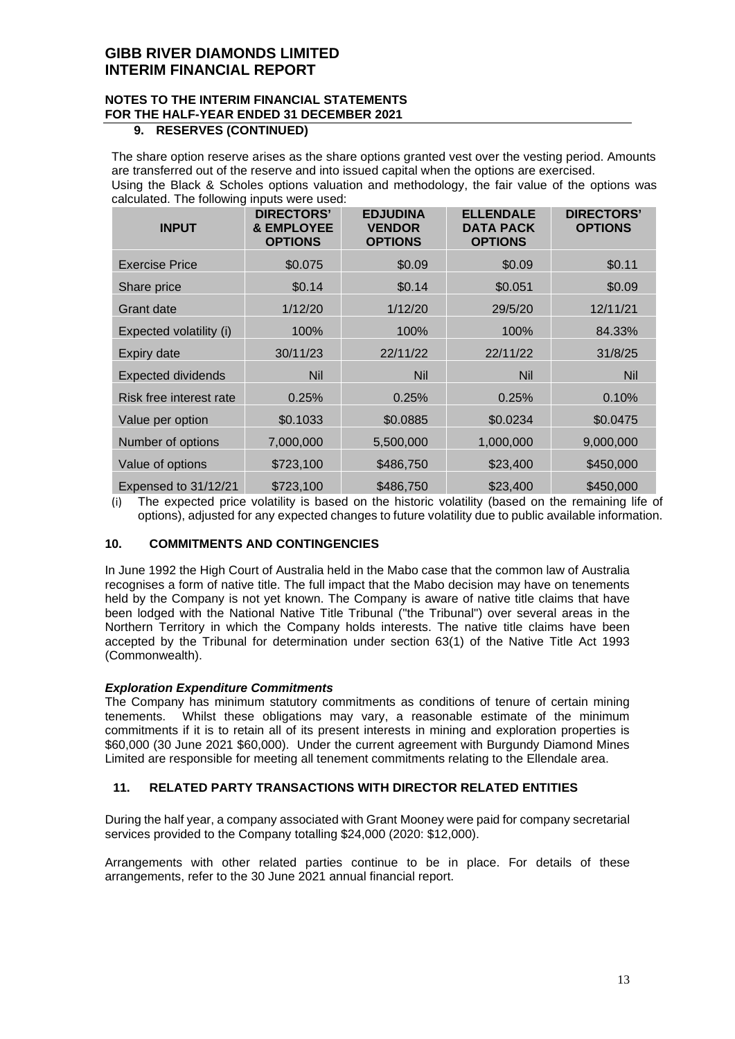# GIBB RIVER DIAMONDS LIMITED
# INTERIM FINANCIAL REPORT

## NOTES TO THE INTERIM FINANCIAL STATEMENTS FOR THE HALF-YEAR ENDED 31 DECEMBER 2021

### 9. RESERVES (CONTINUED)

The share option reserve arises as the share options granted vest over the vesting period. Amounts are transferred out of the reserve and into issued capital when the options are exercised.

Using the Black & Scholes options valuation and methodology, the fair value of the options was calculated. The following inputs were used:

| INPUT | DIRECTORS' & EMPLOYEE OPTIONS | EDJUDINA VENDOR OPTIONS | ELLENDALE DATA PACK OPTIONS | DIRECTORS' OPTIONS |
|---|---|---|---|---|
| Exercise Price | $0.075 | $0.09 | $0.09 | $0.11 |
| Share price | $0.14 | $0.14 | $0.051 | $0.09 |
| Grant date | 1/12/20 | 1/12/20 | 29/5/20 | 12/11/21 |
| Expected volatility (i) | 100% | 100% | 100% | 84.33% |
| Expiry date | 30/11/23 | 22/11/22 | 22/11/22 | 31/8/25 |
| Expected dividends | Nil | Nil | Nil | Nil |
| Risk free interest rate | 0.25% | 0.25% | 0.25% | 0.10% |
| Value per option | $0.1033 | $0.0885 | $0.0234 | $0.0475 |
| Number of options | 7,000,000 | 5,500,000 | 1,000,000 | 9,000,000 |
| Value of options | $723,100 | $486,750 | $23,400 | $450,000 |
| Expensed to 31/12/21 | $723,100 | $486,750 | $23,400 | $450,000 |

(i) The expected price volatility is based on the historic volatility (based on the remaining life of options), adjusted for any expected changes to future volatility due to public available information.

### 10. COMMITMENTS AND CONTINGENCIES

In June 1992 the High Court of Australia held in the Mabo case that the common law of Australia recognises a form of native title. The full impact that the Mabo decision may have on tenements held by the Company is not yet known. The Company is aware of native title claims that have been lodged with the National Native Title Tribunal ("the Tribunal") over several areas in the Northern Territory in which the Company holds interests. The native title claims have been accepted by the Tribunal for determination under section 63(1) of the Native Title Act 1993 (Commonwealth).

***Exploration Expenditure Commitments***

The Company has minimum statutory commitments as conditions of tenure of certain mining tenements. Whilst these obligations may vary, a reasonable estimate of the minimum commitments if it is to retain all of its present interests in mining and exploration properties is $60,000 (30 June 2021 $60,000). Under the current agreement with Burgundy Diamond Mines Limited are responsible for meeting all tenement commitments relating to the Ellendale area.

### 11. RELATED PARTY TRANSACTIONS WITH DIRECTOR RELATED ENTITIES

During the half year, a company associated with Grant Mooney were paid for company secretarial services provided to the Company totalling $24,000 (2020: $12,000).

Arrangements with other related parties continue to be in place. For details of these arrangements, refer to the 30 June 2021 annual financial report.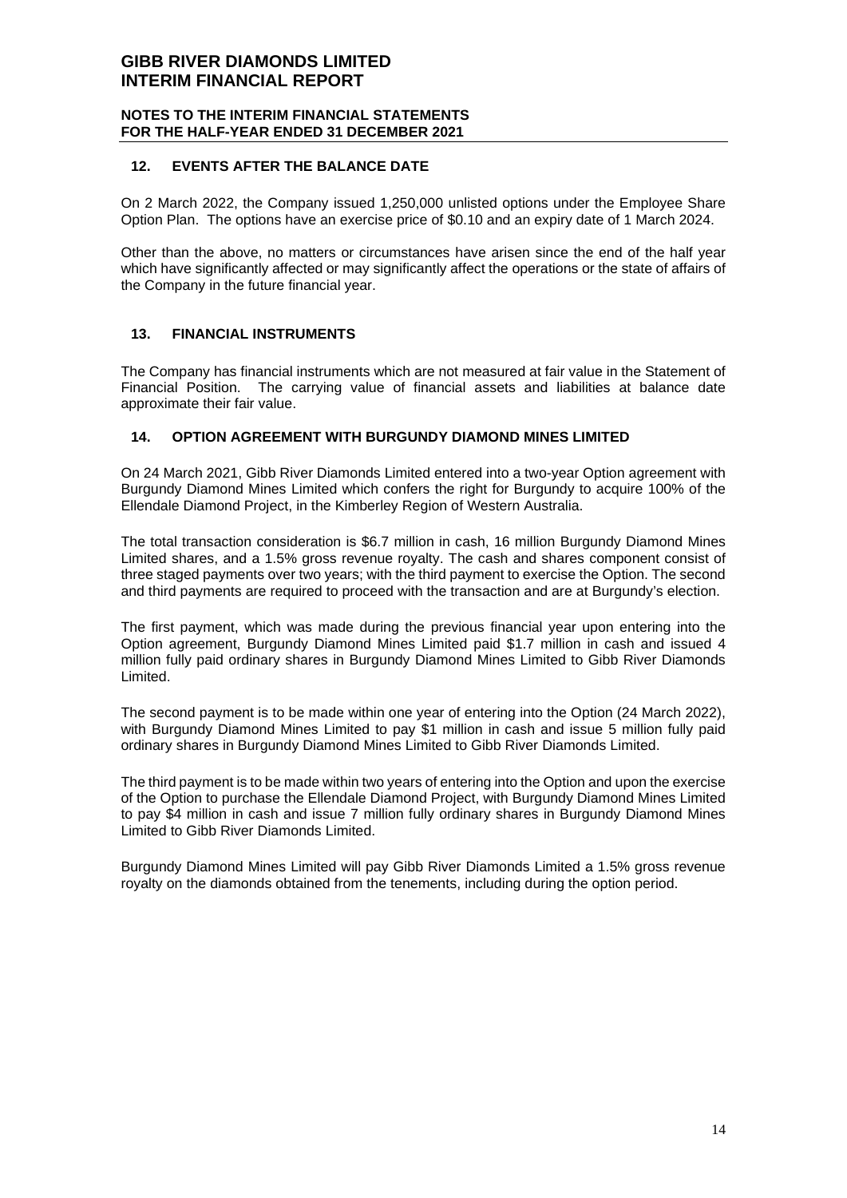## 12. EVENTS AFTER THE BALANCE DATE

On 2 March 2022, the Company issued 1,250,000 unlisted options under the Employee Share Option Plan. The options have an exercise price of $0.10 and an expiry date of 1 March 2024.

Other than the above, no matters or circumstances have arisen since the end of the half year which have significantly affected or may significantly affect the operations or the state of affairs of the Company in the future financial year.

## 13. FINANCIAL INSTRUMENTS

The Company has financial instruments which are not measured at fair value in the Statement of Financial Position. The carrying value of financial assets and liabilities at balance date approximate their fair value.

## 14. OPTION AGREEMENT WITH BURGUNDY DIAMOND MINES LIMITED

On 24 March 2021, Gibb River Diamonds Limited entered into a two-year Option agreement with Burgundy Diamond Mines Limited which confers the right for Burgundy to acquire 100% of the Ellendale Diamond Project, in the Kimberley Region of Western Australia.

The total transaction consideration is $6.7 million in cash, 16 million Burgundy Diamond Mines Limited shares, and a 1.5% gross revenue royalty. The cash and shares component consist of three staged payments over two years; with the third payment to exercise the Option. The second and third payments are required to proceed with the transaction and are at Burgundy's election.

The first payment, which was made during the previous financial year upon entering into the Option agreement, Burgundy Diamond Mines Limited paid $1.7 million in cash and issued 4 million fully paid ordinary shares in Burgundy Diamond Mines Limited to Gibb River Diamonds Limited.

The second payment is to be made within one year of entering into the Option (24 March 2022), with Burgundy Diamond Mines Limited to pay $1 million in cash and issue 5 million fully paid ordinary shares in Burgundy Diamond Mines Limited to Gibb River Diamonds Limited.

The third payment is to be made within two years of entering into the Option and upon the exercise of the Option to purchase the Ellendale Diamond Project, with Burgundy Diamond Mines Limited to pay $4 million in cash and issue 7 million fully ordinary shares in Burgundy Diamond Mines Limited to Gibb River Diamonds Limited.

Burgundy Diamond Mines Limited will pay Gibb River Diamonds Limited a 1.5% gross revenue royalty on the diamonds obtained from the tenements, including during the option period.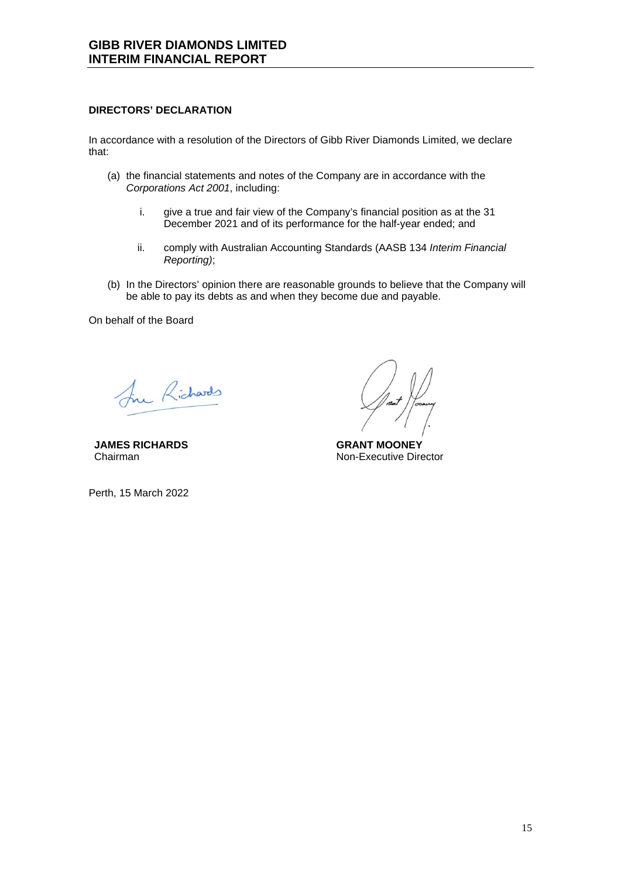## DIRECTORS' DECLARATION

In accordance with a resolution of the Directors of Gibb River Diamonds Limited, we declare that:

(a) the financial statements and notes of the Company are in accordance with the *Corporations Act 2001*, including:

   i. give a true and fair view of the Company's financial position as at the 31 December 2021 and of its performance for the half-year ended; and

   ii. comply with Australian Accounting Standards (AASB 134 *Interim Financial Reporting)*;

(b) In the Directors' opinion there are reasonable grounds to believe that the Company will be able to pay its debts as and when they become due and payable.

On behalf of the Board

**JAMES RICHARDS**
Chairman

**GRANT MOONEY**
Non-Executive Director

Perth, 15 March 2022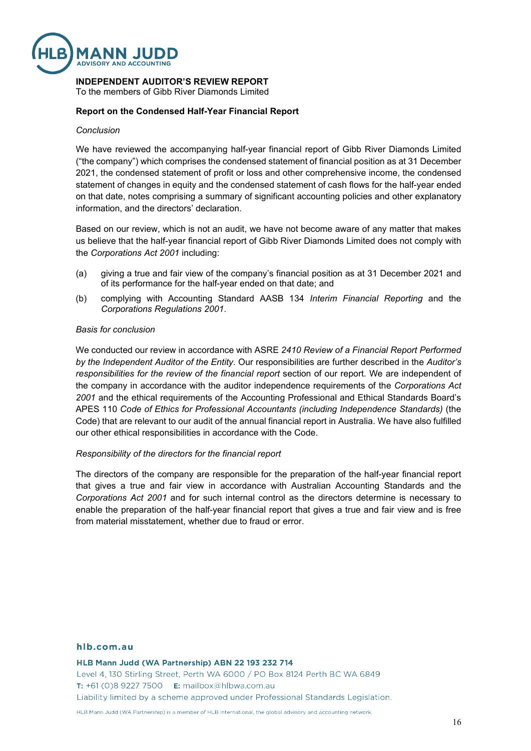**INDEPENDENT AUDITOR'S REVIEW REPORT**
To the members of Gibb River Diamonds Limited

**Report on the Condensed Half-Year Financial Report**

*Conclusion*

We have reviewed the accompanying half-year financial report of Gibb River Diamonds Limited ("the company") which comprises the condensed statement of financial position as at 31 December 2021, the condensed statement of profit or loss and other comprehensive income, the condensed statement of changes in equity and the condensed statement of cash flows for the half-year ended on that date, notes comprising a summary of significant accounting policies and other explanatory information, and the directors' declaration.

Based on our review, which is not an audit, we have not become aware of any matter that makes us believe that the half-year financial report of Gibb River Diamonds Limited does not comply with the *Corporations Act 2001* including:

(a) giving a true and fair view of the company's financial position as at 31 December 2021 and of its performance for the half-year ended on that date; and

(b) complying with Accounting Standard AASB 134 *Interim Financial Reporting* and the *Corporations Regulations 2001*.

*Basis for conclusion*

We conducted our review in accordance with ASRE *2410 Review of a Financial Report Performed by the Independent Auditor of the Entity*. Our responsibilities are further described in the *Auditor's responsibilities for the review of the financial report* section of our report. We are independent of the company in accordance with the auditor independence requirements of the *Corporations Act 2001* and the ethical requirements of the Accounting Professional and Ethical Standards Board's APES 110 *Code of Ethics for Professional Accountants (including Independence Standards)* (the Code) that are relevant to our audit of the annual financial report in Australia. We have also fulfilled our other ethical responsibilities in accordance with the Code.

*Responsibility of the directors for the financial report*

The directors of the company are responsible for the preparation of the half-year financial report that gives a true and fair view in accordance with Australian Accounting Standards and the *Corporations Act 2001* and for such internal control as the directors determine is necessary to enable the preparation of the half-year financial report that gives a true and fair view and is free from material misstatement, whether due to fraud or error.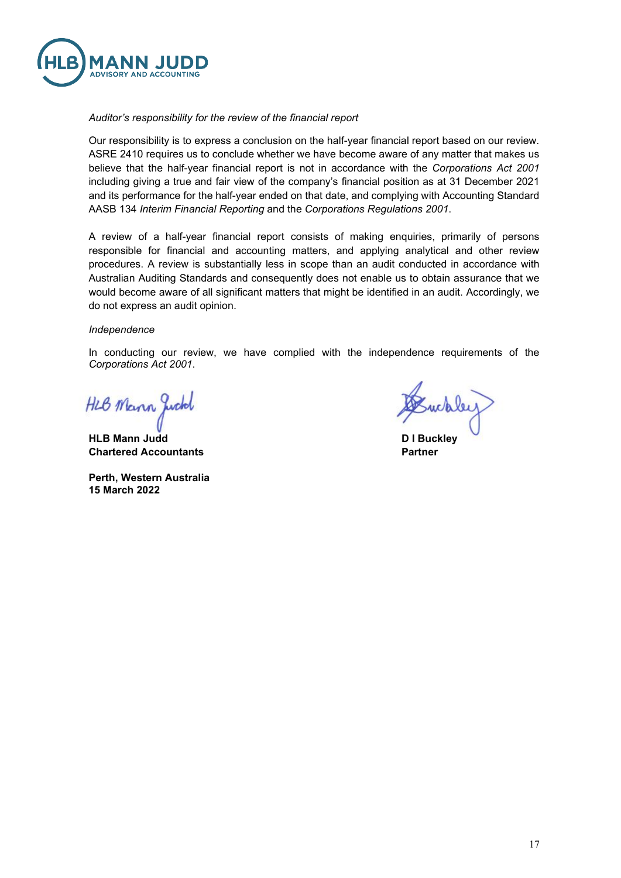*Auditor's responsibility for the review of the financial report*

Our responsibility is to express a conclusion on the half-year financial report based on our review. ASRE 2410 requires us to conclude whether we have become aware of any matter that makes us believe that the half-year financial report is not in accordance with the *Corporations Act 2001* including giving a true and fair view of the company's financial position as at 31 December 2021 and its performance for the half-year ended on that date, and complying with Accounting Standard AASB 134 *Interim Financial Reporting* and the *Corporations Regulations 2001*.

A review of a half-year financial report consists of making enquiries, primarily of persons responsible for financial and accounting matters, and applying analytical and other review procedures. A review is substantially less in scope than an audit conducted in accordance with Australian Auditing Standards and consequently does not enable us to obtain assurance that we would become aware of all significant matters that might be identified in an audit. Accordingly, we do not express an audit opinion.

*Independence*

In conducting our review, we have complied with the independence requirements of the *Corporations Act 2001*.

**HLB Mann Judd**
**Chartered Accountants**

**Perth, Western Australia**
**15 March 2022**

**D I Buckley**
**Partner**